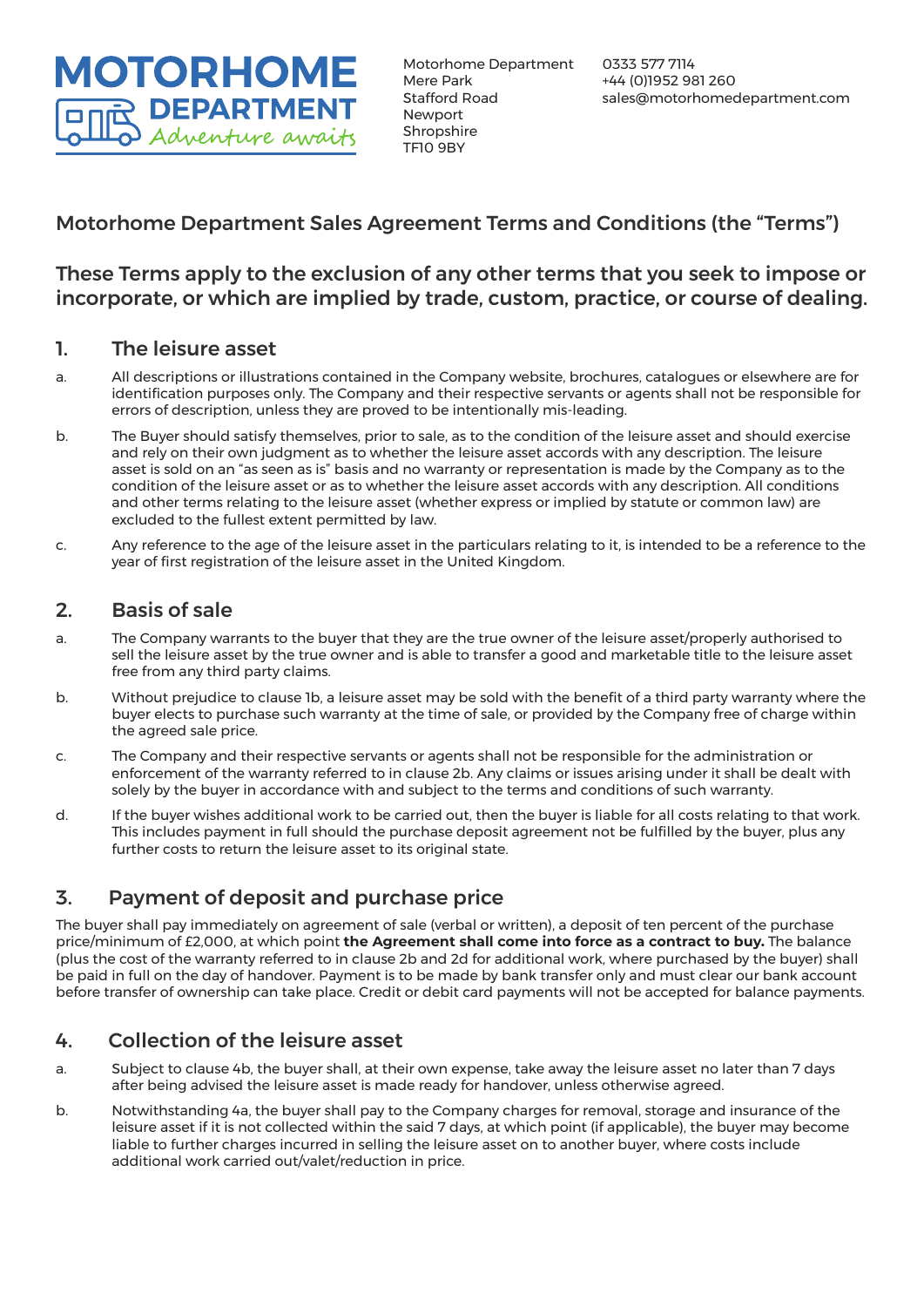MOTORHOME DEPARTMENT
Adventure awaits

Motorhome Department
Mere Park
Stafford Road
Newport
Shropshire
TF10 9BY

0333 577 7114
+44 (0)1952 981 260
sales@motorhomedepartment.com

## Motorhome Department Sales Agreement Terms and Conditions (the “Terms”)

## These Terms apply to the exclusion of any other terms that you seek to impose or incorporate, or which are implied by trade, custom, practice, or course of dealing.

### 1. The leisure asset

a. All descriptions or illustrations contained in the Company website, brochures, catalogues or elsewhere are for identification purposes only. The Company and their respective servants or agents shall not be responsible for errors of description, unless they are proved to be intentionally mis-leading.

b. The Buyer should satisfy themselves, prior to sale, as to the condition of the leisure asset and should exercise and rely on their own judgment as to whether the leisure asset accords with any description. The leisure asset is sold on an “as seen as is” basis and no warranty or representation is made by the Company as to the condition of the leisure asset or as to whether the leisure asset accords with any description. All conditions and other terms relating to the leisure asset (whether express or implied by statute or common law) are excluded to the fullest extent permitted by law.

c. Any reference to the age of the leisure asset in the particulars relating to it, is intended to be a reference to the year of first registration of the leisure asset in the United Kingdom.

### 2. Basis of sale

a. The Company warrants to the buyer that they are the true owner of the leisure asset/properly authorised to sell the leisure asset by the true owner and is able to transfer a good and marketable title to the leisure asset free from any third party claims.

b. Without prejudice to clause 1b, a leisure asset may be sold with the benefit of a third party warranty where the buyer elects to purchase such warranty at the time of sale, or provided by the Company free of charge within the agreed sale price.

c. The Company and their respective servants or agents shall not be responsible for the administration or enforcement of the warranty referred to in clause 2b. Any claims or issues arising under it shall be dealt with solely by the buyer in accordance with and subject to the terms and conditions of such warranty.

d. If the buyer wishes additional work to be carried out, then the buyer is liable for all costs relating to that work. This includes payment in full should the purchase deposit agreement not be fulfilled by the buyer, plus any further costs to return the leisure asset to its original state.

### 3. Payment of deposit and purchase price

The buyer shall pay immediately on agreement of sale (verbal or written), a deposit of ten percent of the purchase price/minimum of £2,000, at which point **the Agreement shall come into force as a contract to buy.** The balance (plus the cost of the warranty referred to in clause 2b and 2d for additional work, where purchased by the buyer) shall be paid in full on the day of handover. Payment is to be made by bank transfer only and must clear our bank account before transfer of ownership can take place. Credit or debit card payments will not be accepted for balance payments.

### 4. Collection of the leisure asset

a. Subject to clause 4b, the buyer shall, at their own expense, take away the leisure asset no later than 7 days after being advised the leisure asset is made ready for handover, unless otherwise agreed.

b. Notwithstanding 4a, the buyer shall pay to the Company charges for removal, storage and insurance of the leisure asset if it is not collected within the said 7 days, at which point (if applicable), the buyer may become liable to further charges incurred in selling the leisure asset on to another buyer, where costs include additional work carried out/valet/reduction in price.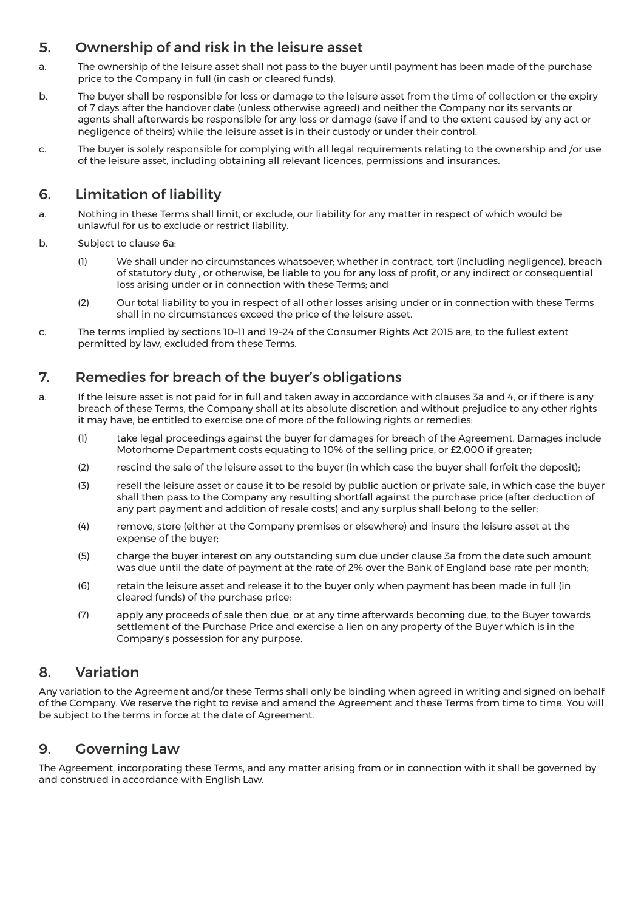## 5. Ownership of and risk in the leisure asset

a. The ownership of the leisure asset shall not pass to the buyer until payment has been made of the purchase price to the Company in full (in cash or cleared funds).

b. The buyer shall be responsible for loss or damage to the leisure asset from the time of collection or the expiry of 7 days after the handover date (unless otherwise agreed) and neither the Company nor its servants or agents shall afterwards be responsible for any loss or damage (save if and to the extent caused by any act or negligence of theirs) while the leisure asset is in their custody or under their control.

c. The buyer is solely responsible for complying with all legal requirements relating to the ownership and /or use of the leisure asset, including obtaining all relevant licences, permissions and insurances.

## 6. Limitation of liability

a. Nothing in these Terms shall limit, or exclude, our liability for any matter in respect of which would be unlawful for us to exclude or restrict liability.

b. Subject to clause 6a:

  (1) We shall under no circumstances whatsoever; whether in contract, tort (including negligence), breach of statutory duty , or otherwise, be liable to you for any loss of profit, or any indirect or consequential loss arising under or in connection with these Terms; and

  (2) Our total liability to you in respect of all other losses arising under or in connection with these Terms shall in no circumstances exceed the price of the leisure asset.

c. The terms implied by sections 10–11 and 19–24 of the Consumer Rights Act 2015 are, to the fullest extent permitted by law, excluded from these Terms.

## 7. Remedies for breach of the buyer's obligations

a. If the leisure asset is not paid for in full and taken away in accordance with clauses 3a and 4, or if there is any breach of these Terms, the Company shall at its absolute discretion and without prejudice to any other rights it may have, be entitled to exercise one of more of the following rights or remedies:

  (1) take legal proceedings against the buyer for damages for breach of the Agreement. Damages include Motorhome Department costs equating to 10% of the selling price, or £2,000 if greater;

  (2) rescind the sale of the leisure asset to the buyer (in which case the buyer shall forfeit the deposit);

  (3) resell the leisure asset or cause it to be resold by public auction or private sale, in which case the buyer shall then pass to the Company any resulting shortfall against the purchase price (after deduction of any part payment and addition of resale costs) and any surplus shall belong to the seller;

  (4) remove, store (either at the Company premises or elsewhere) and insure the leisure asset at the expense of the buyer;

  (5) charge the buyer interest on any outstanding sum due under clause 3a from the date such amount was due until the date of payment at the rate of 2% over the Bank of England base rate per month;

  (6) retain the leisure asset and release it to the buyer only when payment has been made in full (in cleared funds) of the purchase price;

  (7) apply any proceeds of sale then due, or at any time afterwards becoming due, to the Buyer towards settlement of the Purchase Price and exercise a lien on any property of the Buyer which is in the Company's possession for any purpose.

## 8. Variation

Any variation to the Agreement and/or these Terms shall only be binding when agreed in writing and signed on behalf of the Company. We reserve the right to revise and amend the Agreement and these Terms from time to time. You will be subject to the terms in force at the date of Agreement.

## 9. Governing Law

The Agreement, incorporating these Terms, and any matter arising from or in connection with it shall be governed by and construed in accordance with English Law.